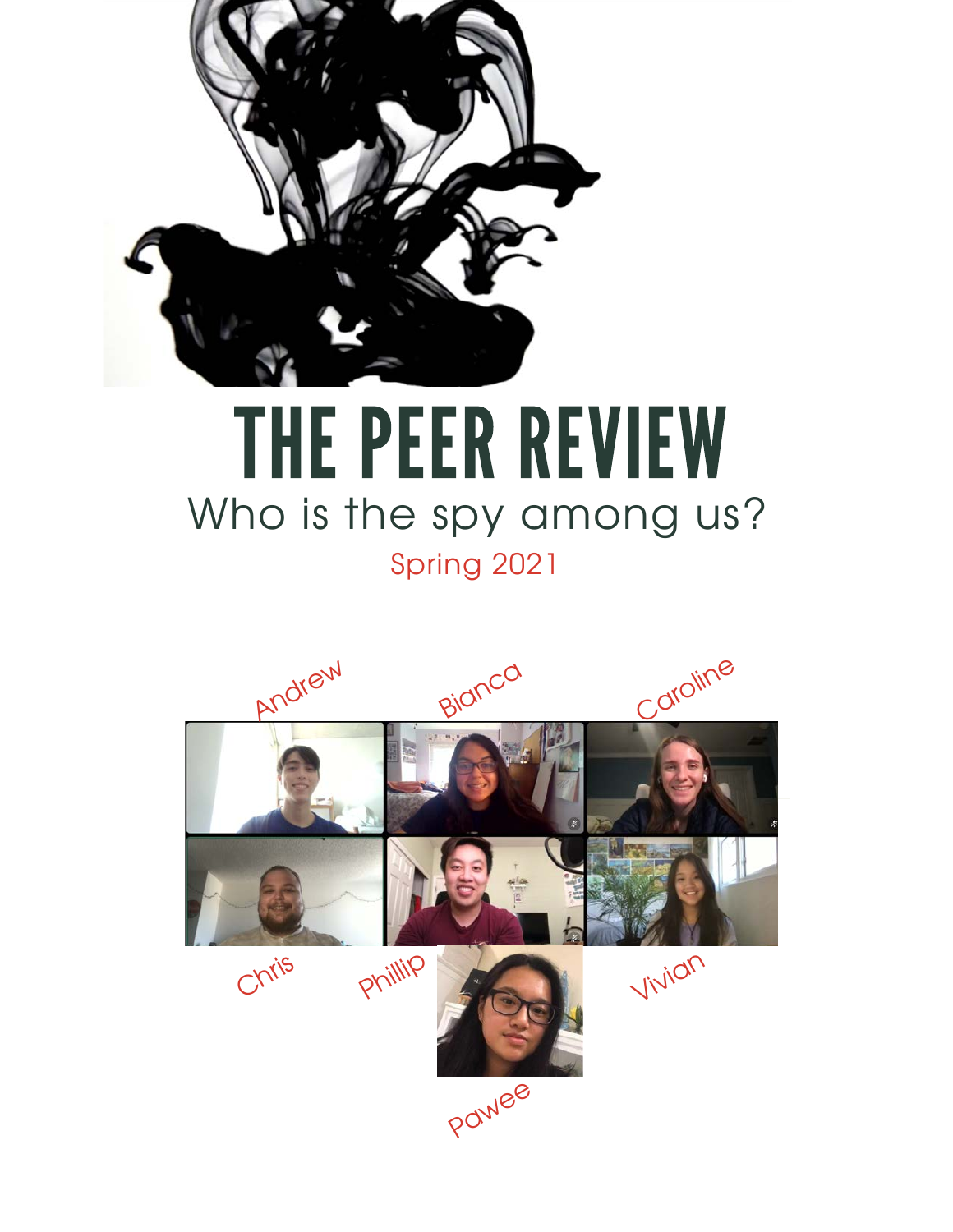# THE PEER REVIEW

Who is the spy among us?

Spring 2021

Andrew

Bianca

Caroline

Chris

Phillip

Vivian

Pawee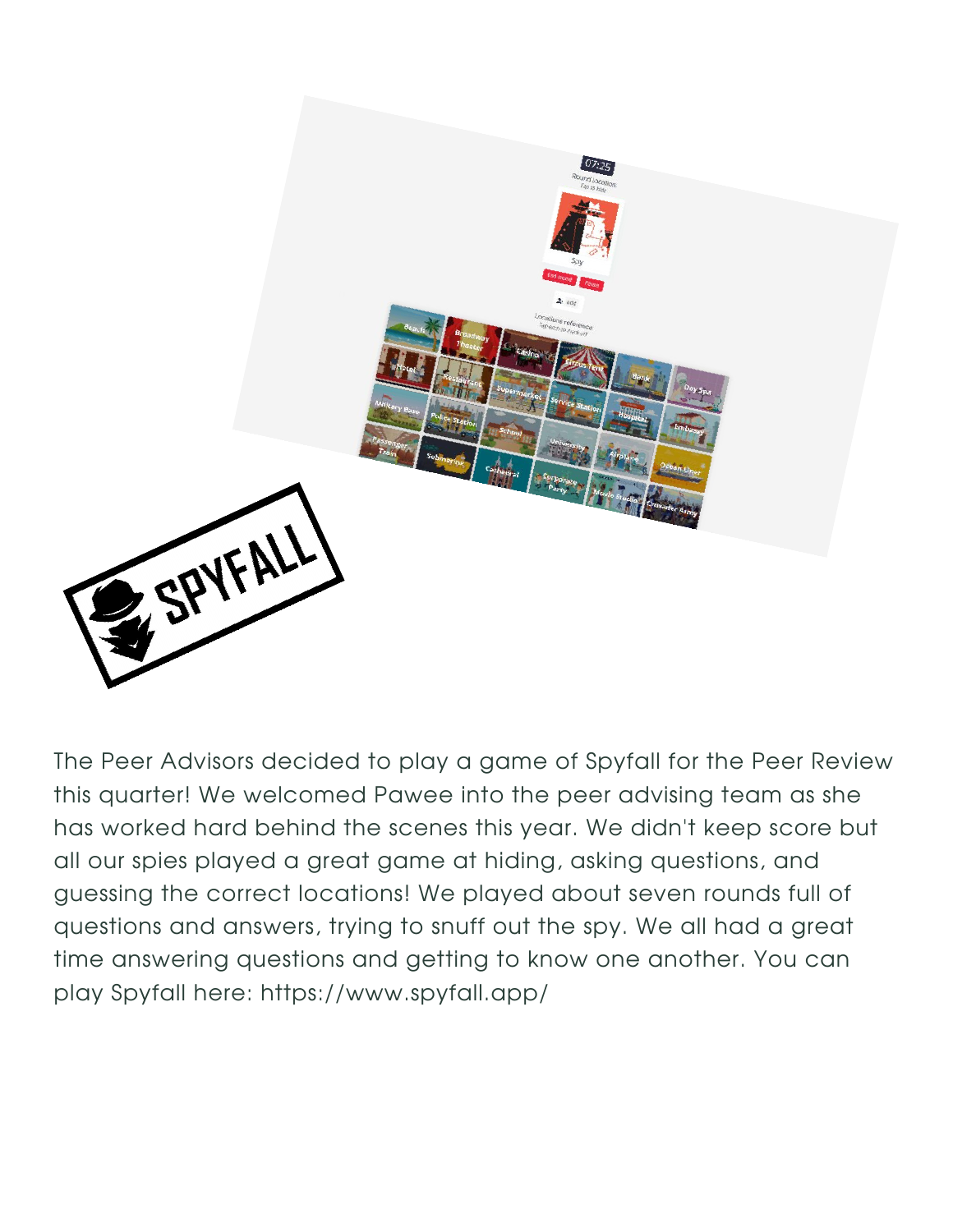The Peer Advisors decided to play a game of Spyfall for the Peer Review this quarter! We welcomed Pawee into the peer advising team as she has worked hard behind the scenes this year. We didn't keep score but all our spies played a great game at hiding, asking questions, and guessing the correct locations! We played about seven rounds full of questions and answers, trying to snuff out the spy. We all had a great time answering questions and getting to know one another. You can play Spyfall here: https://www.spyfall.app/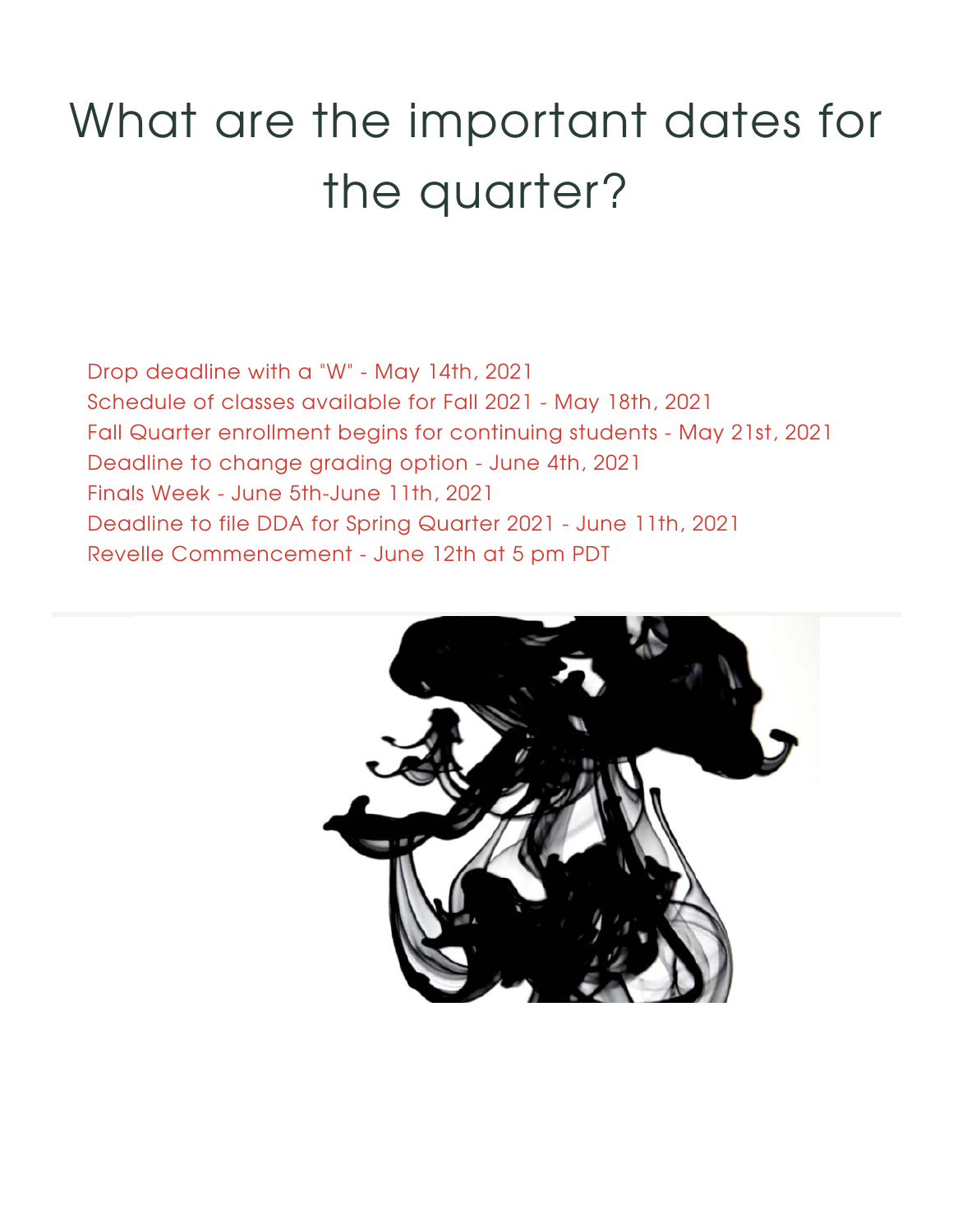# What are the important dates for the quarter?

Drop deadline with a "W" - May 14th, 2021
Schedule of classes available for Fall 2021 - May 18th, 2021
Fall Quarter enrollment begins for continuing students - May 21st, 2021
Deadline to change grading option - June 4th, 2021
Finals Week - June 5th-June 11th, 2021
Deadline to file DDA for Spring Quarter 2021 - June 11th, 2021
Revelle Commencement - June 12th at 5 pm PDT